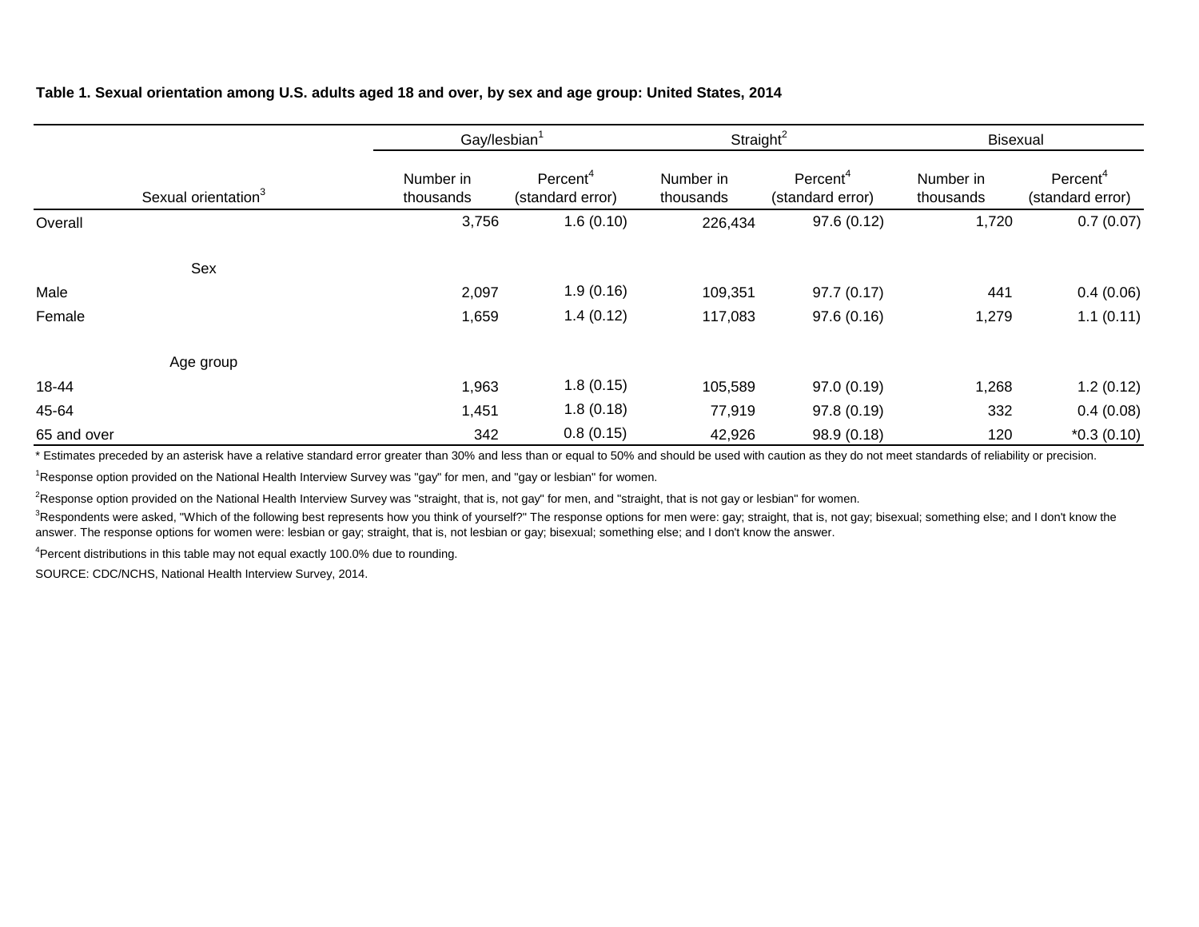**Table 1. Sexual orientation among U.S. adults aged 18 and over, by sex and age group: United States, 2014**

| Sexual orientation[3] | Gay/lesbian[1] | | Straight[2] | | Bisexual | |
|---|---|---|---|---|---|---|
| | Number in thousands | Percent[4] (standard error) | Number in thousands | Percent[4] (standard error) | Number in thousands | Percent[4] (standard error) |
| Overall | 3,756 | 1.6 (0.10) | 226,434 | 97.6 (0.12) | 1,720 | 0.7 (0.07) |
| **Sex** | | | | | | |
| Male | 2,097 | 1.9 (0.16) | 109,351 | 97.7 (0.17) | 441 | 0.4 (0.06) |
| Female | 1,659 | 1.4 (0.12) | 117,083 | 97.6 (0.16) | 1,279 | 1.1 (0.11) |
| **Age group** | | | | | | |
| 18-44 | 1,963 | 1.8 (0.15) | 105,589 | 97.0 (0.19) | 1,268 | 1.2 (0.12) |
| 45-64 | 1,451 | 1.8 (0.18) | 77,919 | 97.8 (0.19) | 332 | 0.4 (0.08) |
| 65 and over | 342 | 0.8 (0.15) | 42,926 | 98.9 (0.18) | 120 | *0.3 (0.10) |

* Estimates preceded by an asterisk have a relative standard error greater than 30% and less than or equal to 50% and should be used with caution as they do not meet standards of reliability or precision.

[1]Response option provided on the National Health Interview Survey was "gay" for men, and "gay or lesbian" for women.

[2]Response option provided on the National Health Interview Survey was "straight, that is, not gay" for men, and "straight, that is not gay or lesbian" for women.

[3]Respondents were asked, "Which of the following best represents how you think of yourself?" The response options for men were: gay; straight, that is, not gay; bisexual; something else; and I don't know the answer. The response options for women were: lesbian or gay; straight, that is, not lesbian or gay; bisexual; something else; and I don't know the answer.

[4]Percent distributions in this table may not equal exactly 100.0% due to rounding.

SOURCE: CDC/NCHS, National Health Interview Survey, 2014.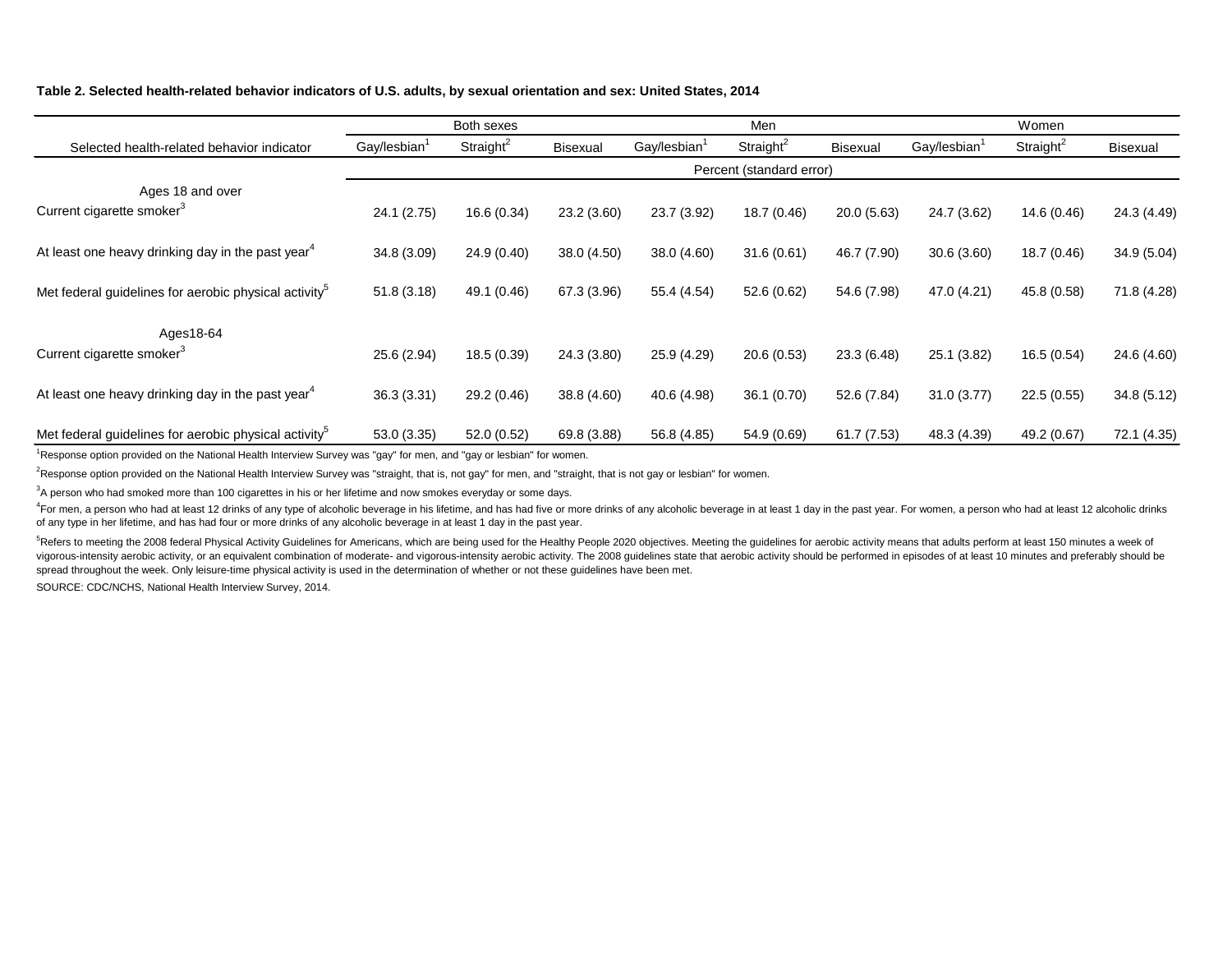**Table 2. Selected health-related behavior indicators of U.S. adults, by sexual orientation and sex: United States, 2014**

| Selected health-related behavior indicator | Both sexes | | | Men | | | Women | | |
|---|---|---|---|---|---|---|---|---|---|
| | Gay/lesbian[1] | Straight[2] | Bisexual | Gay/lesbian[1] | Straight[2] | Bisexual | Gay/lesbian[1] | Straight[2] | Bisexual |
| | Percent (standard error) | | | | | | | | |
| **Ages 18 and over** | | | | | | | | | |
| Current cigarette smoker[3] | 24.1 (2.75) | 16.6 (0.34) | 23.2 (3.60) | 23.7 (3.92) | 18.7 (0.46) | 20.0 (5.63) | 24.7 (3.62) | 14.6 (0.46) | 24.3 (4.49) |
| At least one heavy drinking day in the past year[4] | 34.8 (3.09) | 24.9 (0.40) | 38.0 (4.50) | 38.0 (4.60) | 31.6 (0.61) | 46.7 (7.90) | 30.6 (3.60) | 18.7 (0.46) | 34.9 (5.04) |
| Met federal guidelines for aerobic physical activity[5] | 51.8 (3.18) | 49.1 (0.46) | 67.3 (3.96) | 55.4 (4.54) | 52.6 (0.62) | 54.6 (7.98) | 47.0 (4.21) | 45.8 (0.58) | 71.8 (4.28) |
| **Ages18-64** | | | | | | | | | |
| Current cigarette smoker[3] | 25.6 (2.94) | 18.5 (0.39) | 24.3 (3.80) | 25.9 (4.29) | 20.6 (0.53) | 23.3 (6.48) | 25.1 (3.82) | 16.5 (0.54) | 24.6 (4.60) |
| At least one heavy drinking day in the past year[4] | 36.3 (3.31) | 29.2 (0.46) | 38.8 (4.60) | 40.6 (4.98) | 36.1 (0.70) | 52.6 (7.84) | 31.0 (3.77) | 22.5 (0.55) | 34.8 (5.12) |
| Met federal guidelines for aerobic physical activity[5] | 53.0 (3.35) | 52.0 (0.52) | 69.8 (3.88) | 56.8 (4.85) | 54.9 (0.69) | 61.7 (7.53) | 48.3 (4.39) | 49.2 (0.67) | 72.1 (4.35) |

[1]Response option provided on the National Health Interview Survey was "gay" for men, and "gay or lesbian" for women.

[2]Response option provided on the National Health Interview Survey was "straight, that is, not gay" for men, and "straight, that is not gay or lesbian" for women.

[3]A person who had smoked more than 100 cigarettes in his or her lifetime and now smokes everyday or some days.

[4]For men, a person who had at least 12 drinks of any type of alcoholic beverage in his lifetime, and has had five or more drinks of any alcoholic beverage in at least 1 day in the past year. For women, a person who had at least 12 alcoholic drinks of any type in her lifetime, and has had four or more drinks of any alcoholic beverage in at least 1 day in the past year.

[5]Refers to meeting the 2008 federal Physical Activity Guidelines for Americans, which are being used for the Healthy People 2020 objectives. Meeting the guidelines for aerobic activity means that adults perform at least 150 minutes a week of vigorous-intensity aerobic activity, or an equivalent combination of moderate- and vigorous-intensity aerobic activity. The 2008 guidelines state that aerobic activity should be performed in episodes of at least 10 minutes and preferably should be spread throughout the week. Only leisure-time physical activity is used in the determination of whether or not these guidelines have been met.

SOURCE: CDC/NCHS, National Health Interview Survey, 2014.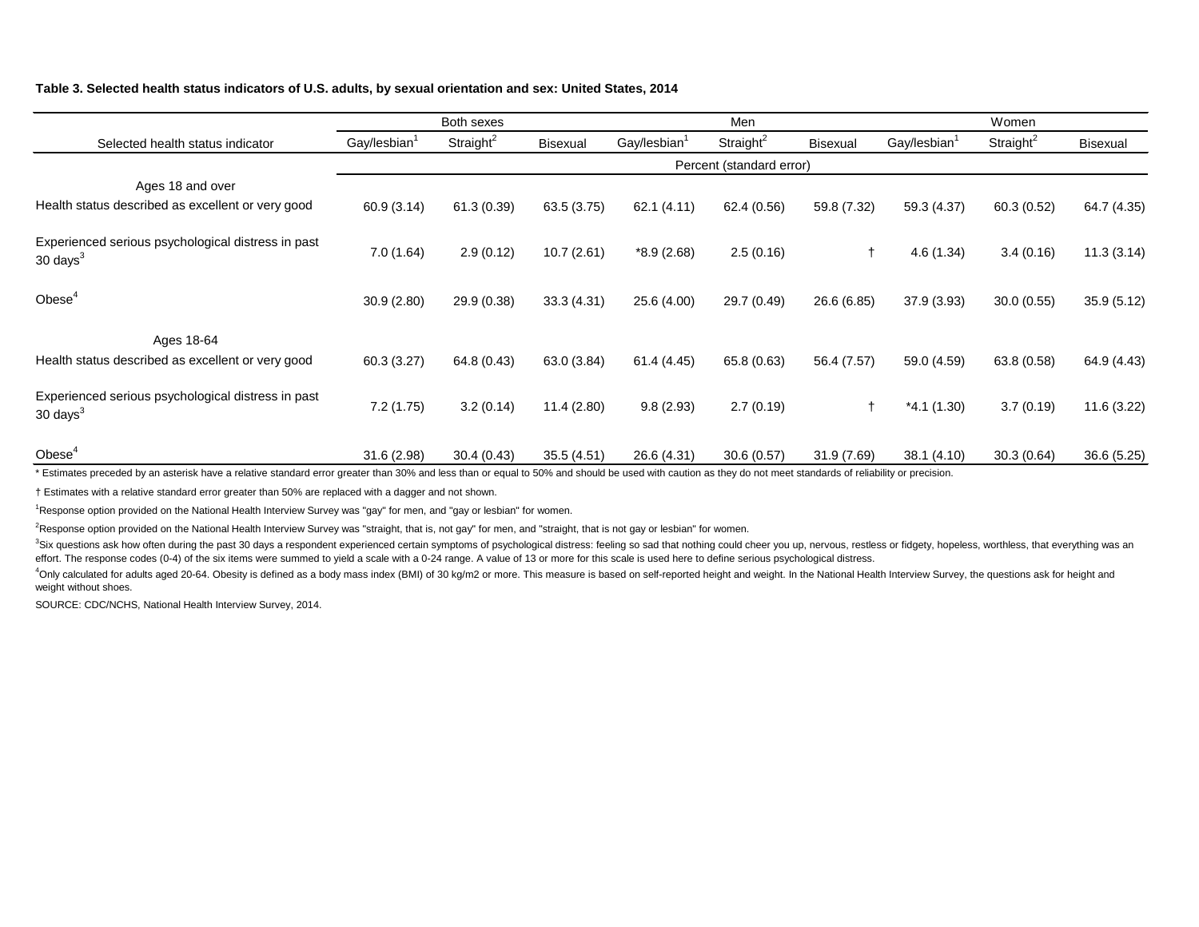**Table 3. Selected health status indicators of U.S. adults, by sexual orientation and sex: United States, 2014**

| Selected health status indicator | Both sexes | | | Men | | | Women | | |
|---|---|---|---|---|---|---|---|---|---|
| | Gay/lesbian[1] | Straight[2] | Bisexual | Gay/lesbian[1] | Straight[2] | Bisexual | Gay/lesbian[1] | Straight[2] | Bisexual |
| | Percent (standard error) | | | | | | | | |
| Ages 18 and over | | | | | | | | | |
| Health status described as excellent or very good | 60.9 (3.14) | 61.3 (0.39) | 63.5 (3.75) | 62.1 (4.11) | 62.4 (0.56) | 59.8 (7.32) | 59.3 (4.37) | 60.3 (0.52) | 64.7 (4.35) |
| Experienced serious psychological distress in past 30 days[3] | 7.0 (1.64) | 2.9 (0.12) | 10.7 (2.61) | *8.9 (2.68) | 2.5 (0.16) | † | 4.6 (1.34) | 3.4 (0.16) | 11.3 (3.14) |
| Obese[4] | 30.9 (2.80) | 29.9 (0.38) | 33.3 (4.31) | 25.6 (4.00) | 29.7 (0.49) | 26.6 (6.85) | 37.9 (3.93) | 30.0 (0.55) | 35.9 (5.12) |
| Ages 18-64 | | | | | | | | | |
| Health status described as excellent or very good | 60.3 (3.27) | 64.8 (0.43) | 63.0 (3.84) | 61.4 (4.45) | 65.8 (0.63) | 56.4 (7.57) | 59.0 (4.59) | 63.8 (0.58) | 64.9 (4.43) |
| Experienced serious psychological distress in past 30 days[3] | 7.2 (1.75) | 3.2 (0.14) | 11.4 (2.80) | 9.8 (2.93) | 2.7 (0.19) | † | *4.1 (1.30) | 3.7 (0.19) | 11.6 (3.22) |
| Obese[4] | 31.6 (2.98) | 30.4 (0.43) | 35.5 (4.51) | 26.6 (4.31) | 30.6 (0.57) | 31.9 (7.69) | 38.1 (4.10) | 30.3 (0.64) | 36.6 (5.25) |

* Estimates preceded by an asterisk have a relative standard error greater than 30% and less than or equal to 50% and should be used with caution as they do not meet standards of reliability or precision.

† Estimates with a relative standard error greater than 50% are replaced with a dagger and not shown.

[1]Response option provided on the National Health Interview Survey was "gay" for men, and "gay or lesbian" for women.

[2]Response option provided on the National Health Interview Survey was "straight, that is, not gay" for men, and "straight, that is not gay or lesbian" for women.

[3]Six questions ask how often during the past 30 days a respondent experienced certain symptoms of psychological distress: feeling so sad that nothing could cheer you up, nervous, restless or fidgety, hopeless, worthless, that everything was an effort. The response codes (0-4) of the six items were summed to yield a scale with a 0-24 range. A value of 13 or more for this scale is used here to define serious psychological distress.

[4]Only calculated for adults aged 20-64. Obesity is defined as a body mass index (BMI) of 30 kg/m2 or more. This measure is based on self-reported height and weight. In the National Health Interview Survey, the questions ask for height and weight without shoes.

SOURCE: CDC/NCHS, National Health Interview Survey, 2014.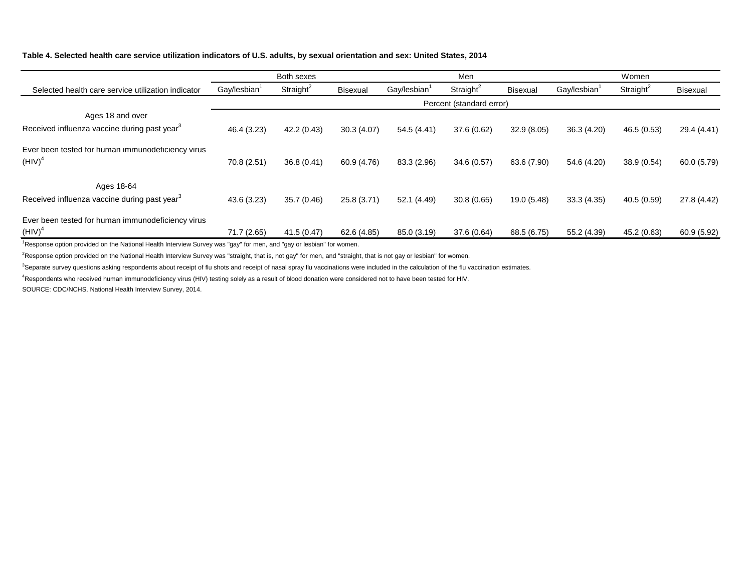**Table 4. Selected health care service utilization indicators of U.S. adults, by sexual orientation and sex: United States, 2014**

| Selected health care service utilization indicator | Both sexes | | | Men | | | Women | | |
|---|---|---|---|---|---|---|---|---|---|
| | Gay/lesbian[1] | Straight[2] | Bisexual | Gay/lesbian[1] | Straight[2] | Bisexual | Gay/lesbian[1] | Straight[2] | Bisexual |
| | Percent (standard error) | | | | | | | | |
| Ages 18 and over | | | | | | | | | |
| Received influenza vaccine during past year[3] | 46.4 (3.23) | 42.2 (0.43) | 30.3 (4.07) | 54.5 (4.41) | 37.6 (0.62) | 32.9 (8.05) | 36.3 (4.20) | 46.5 (0.53) | 29.4 (4.41) |
| Ever been tested for human immunodeficiency virus (HIV)[4] | 70.8 (2.51) | 36.8 (0.41) | 60.9 (4.76) | 83.3 (2.96) | 34.6 (0.57) | 63.6 (7.90) | 54.6 (4.20) | 38.9 (0.54) | 60.0 (5.79) |
| Ages 18-64 | | | | | | | | | |
| Received influenza vaccine during past year[3] | 43.6 (3.23) | 35.7 (0.46) | 25.8 (3.71) | 52.1 (4.49) | 30.8 (0.65) | 19.0 (5.48) | 33.3 (4.35) | 40.5 (0.59) | 27.8 (4.42) |
| Ever been tested for human immunodeficiency virus (HIV)[4] | 71.7 (2.65) | 41.5 (0.47) | 62.6 (4.85) | 85.0 (3.19) | 37.6 (0.64) | 68.5 (6.75) | 55.2 (4.39) | 45.2 (0.63) | 60.9 (5.92) |

[1]Response option provided on the National Health Interview Survey was "gay" for men, and "gay or lesbian" for women.

[2]Response option provided on the National Health Interview Survey was "straight, that is, not gay" for men, and "straight, that is not gay or lesbian" for women.

[3]Separate survey questions asking respondents about receipt of flu shots and receipt of nasal spray flu vaccinations were included in the calculation of the flu vaccination estimates.

[4]Respondents who received human immunodeficiency virus (HIV) testing solely as a result of blood donation were considered not to have been tested for HIV.

SOURCE: CDC/NCHS, National Health Interview Survey, 2014.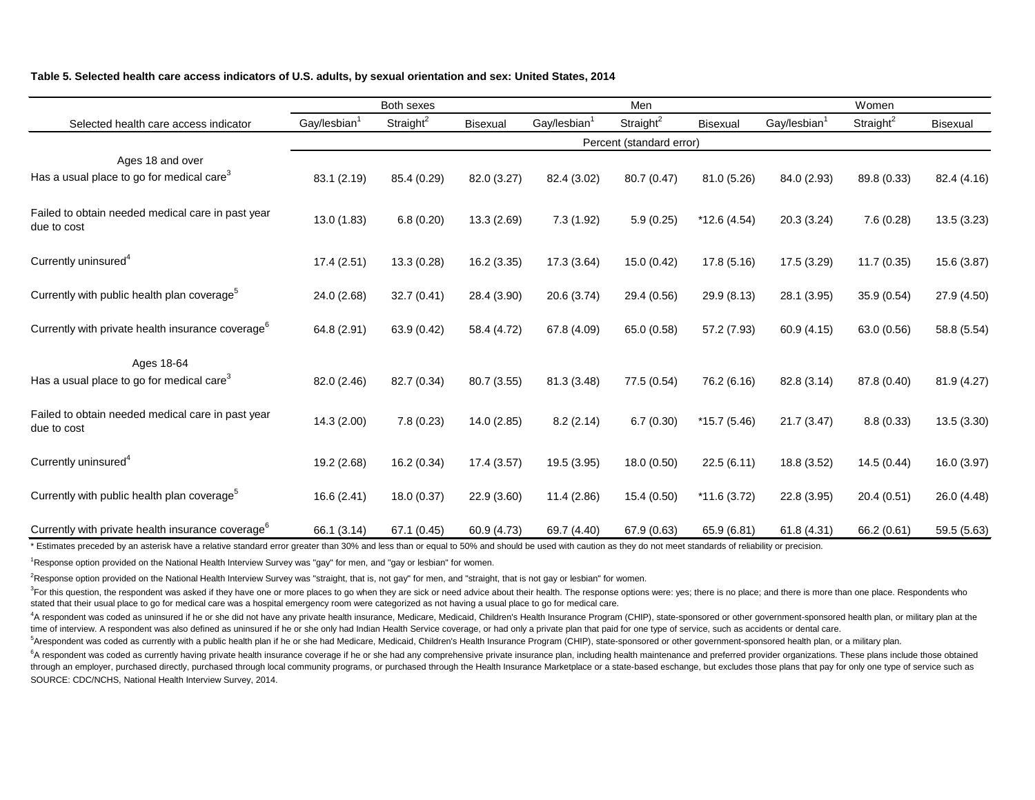**Table 5. Selected health care access indicators of U.S. adults, by sexual orientation and sex: United States, 2014**

| Selected health care access indicator | Both sexes | | | Men | | | Women | | |
|---|---|---|---|---|---|---|---|---|---|
| | Gay/lesbian[1] | Straight[2] | Bisexual | Gay/lesbian[1] | Straight[2] | Bisexual | Gay/lesbian[1] | Straight[2] | Bisexual |
| | Percent (standard error) | | | | | | | | |
| Ages 18 and over | | | | | | | | | |
| Has a usual place to go for medical care[3] | 83.1 (2.19) | 85.4 (0.29) | 82.0 (3.27) | 82.4 (3.02) | 80.7 (0.47) | 81.0 (5.26) | 84.0 (2.93) | 89.8 (0.33) | 82.4 (4.16) |
| Failed to obtain needed medical care in past year due to cost | 13.0 (1.83) | 6.8 (0.20) | 13.3 (2.69) | 7.3 (1.92) | 5.9 (0.25) | *12.6 (4.54) | 20.3 (3.24) | 7.6 (0.28) | 13.5 (3.23) |
| Currently uninsured[4] | 17.4 (2.51) | 13.3 (0.28) | 16.2 (3.35) | 17.3 (3.64) | 15.0 (0.42) | 17.8 (5.16) | 17.5 (3.29) | 11.7 (0.35) | 15.6 (3.87) |
| Currently with public health plan coverage[5] | 24.0 (2.68) | 32.7 (0.41) | 28.4 (3.90) | 20.6 (3.74) | 29.4 (0.56) | 29.9 (8.13) | 28.1 (3.95) | 35.9 (0.54) | 27.9 (4.50) |
| Currently with private health insurance coverage[6] | 64.8 (2.91) | 63.9 (0.42) | 58.4 (4.72) | 67.8 (4.09) | 65.0 (0.58) | 57.2 (7.93) | 60.9 (4.15) | 63.0 (0.56) | 58.8 (5.54) |
| Ages 18-64 | | | | | | | | | |
| Has a usual place to go for medical care[3] | 82.0 (2.46) | 82.7 (0.34) | 80.7 (3.55) | 81.3 (3.48) | 77.5 (0.54) | 76.2 (6.16) | 82.8 (3.14) | 87.8 (0.40) | 81.9 (4.27) |
| Failed to obtain needed medical care in past year due to cost | 14.3 (2.00) | 7.8 (0.23) | 14.0 (2.85) | 8.2 (2.14) | 6.7 (0.30) | *15.7 (5.46) | 21.7 (3.47) | 8.8 (0.33) | 13.5 (3.30) |
| Currently uninsured[4] | 19.2 (2.68) | 16.2 (0.34) | 17.4 (3.57) | 19.5 (3.95) | 18.0 (0.50) | 22.5 (6.11) | 18.8 (3.52) | 14.5 (0.44) | 16.0 (3.97) |
| Currently with public health plan coverage[5] | 16.6 (2.41) | 18.0 (0.37) | 22.9 (3.60) | 11.4 (2.86) | 15.4 (0.50) | *11.6 (3.72) | 22.8 (3.95) | 20.4 (0.51) | 26.0 (4.48) |
| Currently with private health insurance coverage[6] | 66.1 (3.14) | 67.1 (0.45) | 60.9 (4.73) | 69.7 (4.40) | 67.9 (0.63) | 65.9 (6.81) | 61.8 (4.31) | 66.2 (0.61) | 59.5 (5.63) |

* Estimates preceded by an asterisk have a relative standard error greater than 30% and less than or equal to 50% and should be used with caution as they do not meet standards of reliability or precision.

[1]Response option provided on the National Health Interview Survey was "gay" for men, and "gay or lesbian" for women.

[2]Response option provided on the National Health Interview Survey was "straight, that is, not gay" for men, and "straight, that is not gay or lesbian" for women.

[3]For this question, the respondent was asked if they have one or more places to go when they are sick or need advice about their health. The response options were: yes; there is no place; and there is more than one place. Respondents who stated that their usual place to go for medical care was a hospital emergency room were categorized as not having a usual place to go for medical care.

[4]A respondent was coded as uninsured if he or she did not have any private health insurance, Medicare, Medicaid, Children's Health Insurance Program (CHIP), state-sponsored or other government-sponsored health plan, or military plan at the time of interview. A respondent was also defined as uninsured if he or she only had Indian Health Service coverage, or had only a private plan that paid for one type of service, such as accidents or dental care.

[5]Arespondent was coded as currently with a public health plan if he or she had Medicare, Medicaid, Children's Health Insurance Program (CHIP), state-sponsored or other government-sponsored health plan, or a military plan.

[6]A respondent was coded as currently having private health insurance coverage if he or she had any comprehensive private insurance plan, including health maintenance and preferred provider organizations. These plans include those obtained through an employer, purchased directly, purchased through local community programs, or purchased through the Health Insurance Marketplace or a state-based eschange, but excludes those plans that pay for only one type of service such as

SOURCE: CDC/NCHS, National Health Interview Survey, 2014.